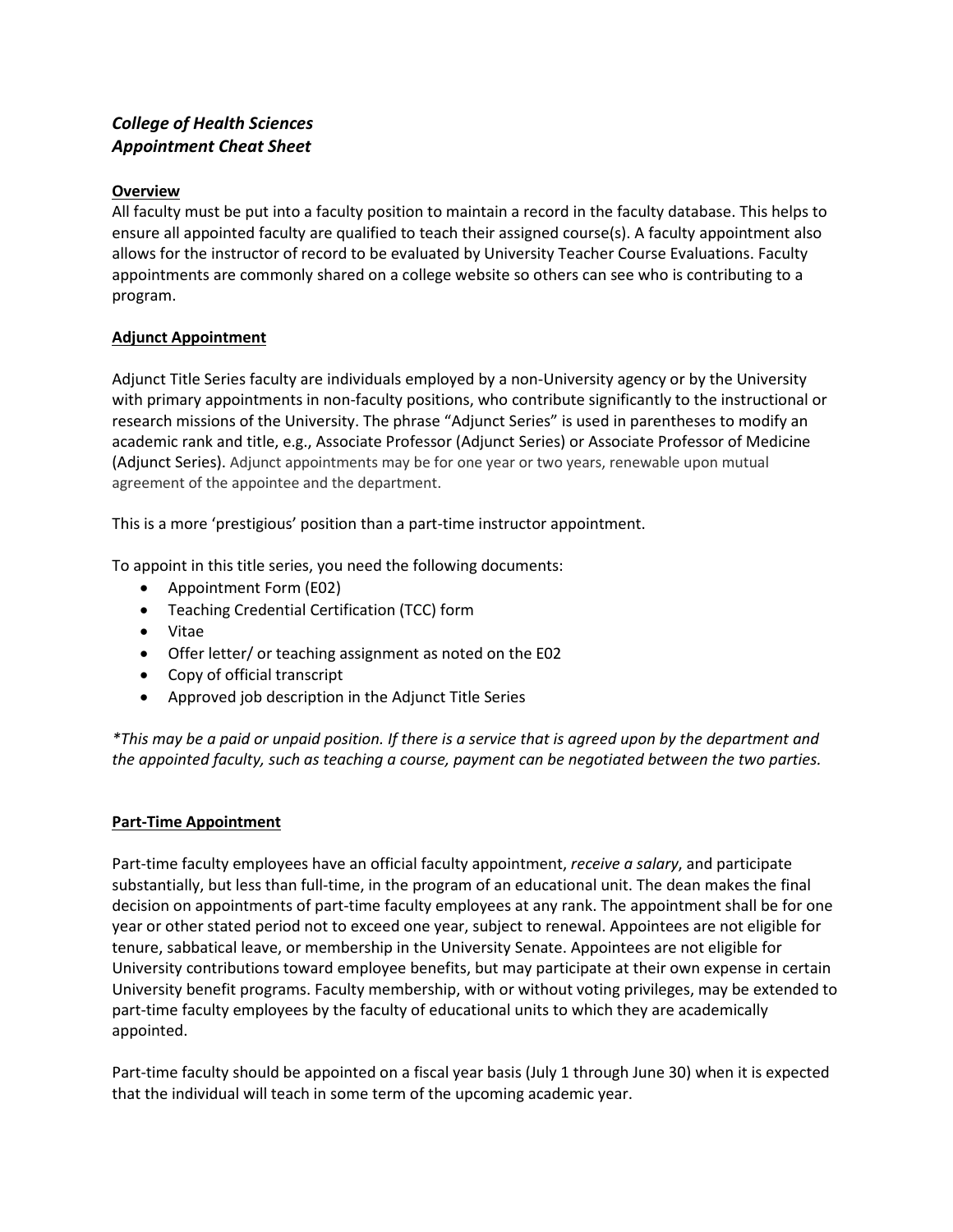***College of Health Sciences***
***Appointment Cheat Sheet***

**Overview**

All faculty must be put into a faculty position to maintain a record in the faculty database. This helps to ensure all appointed faculty are qualified to teach their assigned course(s). A faculty appointment also allows for the instructor of record to be evaluated by University Teacher Course Evaluations. Faculty appointments are commonly shared on a college website so others can see who is contributing to a program.

**Adjunct Appointment**

Adjunct Title Series faculty are individuals employed by a non-University agency or by the University with primary appointments in non-faculty positions, who contribute significantly to the instructional or research missions of the University. The phrase "Adjunct Series" is used in parentheses to modify an academic rank and title, e.g., Associate Professor (Adjunct Series) or Associate Professor of Medicine (Adjunct Series). Adjunct appointments may be for one year or two years, renewable upon mutual agreement of the appointee and the department.

This is a more 'prestigious' position than a part-time instructor appointment.

To appoint in this title series, you need the following documents:

- Appointment Form (E02)
- Teaching Credential Certification (TCC) form
- Vitae
- Offer letter/ or teaching assignment as noted on the E02
- Copy of official transcript
- Approved job description in the Adjunct Title Series

**This may be a paid or unpaid position. If there is a service that is agreed upon by the department and the appointed faculty, such as teaching a course, payment can be negotiated between the two parties.*

**Part-Time Appointment**

Part-time faculty employees have an official faculty appointment, *receive a salary*, and participate substantially, but less than full-time, in the program of an educational unit. The dean makes the final decision on appointments of part-time faculty employees at any rank. The appointment shall be for one year or other stated period not to exceed one year, subject to renewal. Appointees are not eligible for tenure, sabbatical leave, or membership in the University Senate. Appointees are not eligible for University contributions toward employee benefits, but may participate at their own expense in certain University benefit programs. Faculty membership, with or without voting privileges, may be extended to part-time faculty employees by the faculty of educational units to which they are academically appointed.

Part-time faculty should be appointed on a fiscal year basis (July 1 through June 30) when it is expected that the individual will teach in some term of the upcoming academic year.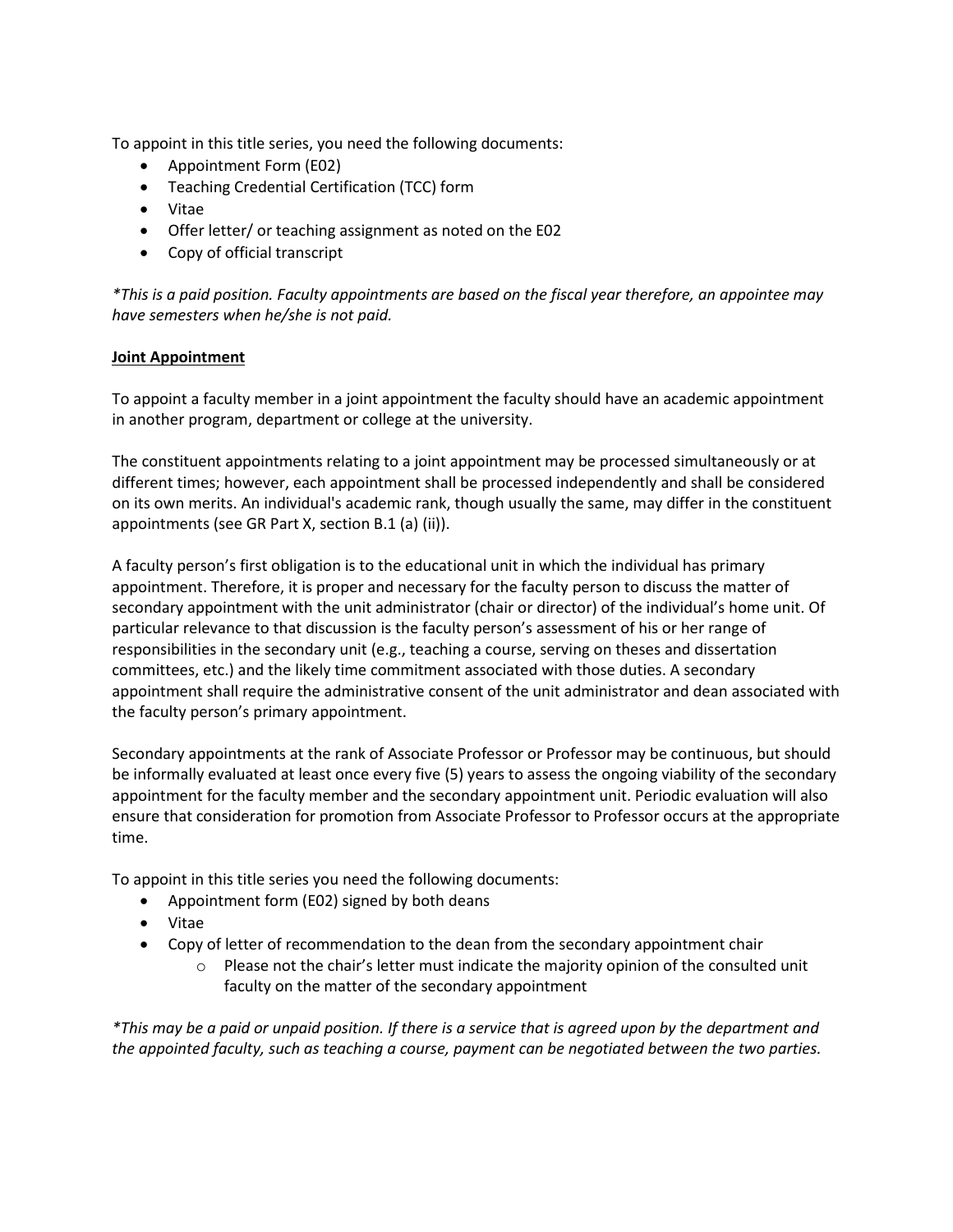To appoint in this title series, you need the following documents:

- Appointment Form (E02)
- Teaching Credential Certification (TCC) form
- Vitae
- Offer letter/ or teaching assignment as noted on the E02
- Copy of official transcript

*\*This is a paid position. Faculty appointments are based on the fiscal year therefore, an appointee may have semesters when he/she is not paid.*

**Joint Appointment**

To appoint a faculty member in a joint appointment the faculty should have an academic appointment in another program, department or college at the university.

The constituent appointments relating to a joint appointment may be processed simultaneously or at different times; however, each appointment shall be processed independently and shall be considered on its own merits. An individual's academic rank, though usually the same, may differ in the constituent appointments (see GR Part X, section B.1 (a) (ii)).

A faculty person's first obligation is to the educational unit in which the individual has primary appointment. Therefore, it is proper and necessary for the faculty person to discuss the matter of secondary appointment with the unit administrator (chair or director) of the individual's home unit. Of particular relevance to that discussion is the faculty person's assessment of his or her range of responsibilities in the secondary unit (e.g., teaching a course, serving on theses and dissertation committees, etc.) and the likely time commitment associated with those duties. A secondary appointment shall require the administrative consent of the unit administrator and dean associated with the faculty person's primary appointment.

Secondary appointments at the rank of Associate Professor or Professor may be continuous, but should be informally evaluated at least once every five (5) years to assess the ongoing viability of the secondary appointment for the faculty member and the secondary appointment unit. Periodic evaluation will also ensure that consideration for promotion from Associate Professor to Professor occurs at the appropriate time.

To appoint in this title series you need the following documents:

- Appointment form (E02) signed by both deans
- Vitae
- Copy of letter of recommendation to the dean from the secondary appointment chair
  - Please not the chair's letter must indicate the majority opinion of the consulted unit faculty on the matter of the secondary appointment

*\*This may be a paid or unpaid position. If there is a service that is agreed upon by the department and the appointed faculty, such as teaching a course, payment can be negotiated between the two parties.*